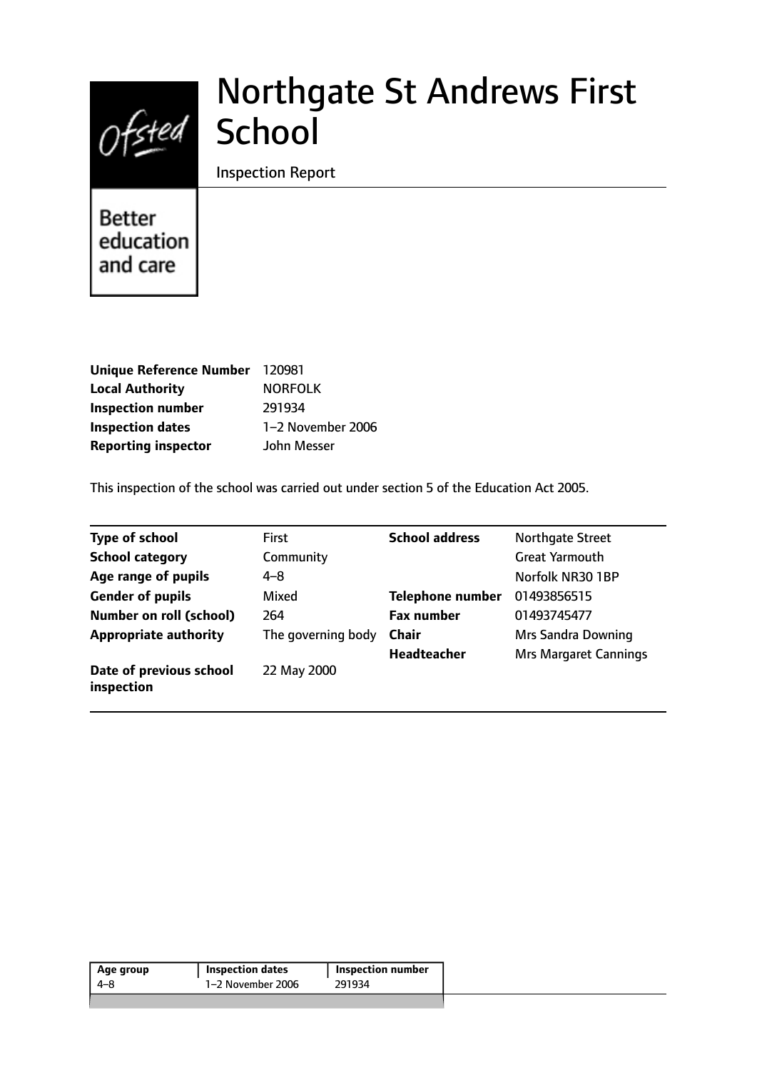# Northgate St Andrews First School

Inspection Report

Better education and care

| | |
|---|---|
| **Unique Reference Number** | 120981 |
| **Local Authority** | NORFOLK |
| **Inspection number** | 291934 |
| **Inspection dates** | 1–2 November 2006 |
| **Reporting inspector** | John Messer |

This inspection of the school was carried out under section 5 of the Education Act 2005.

| | | | |
|---|---|---|---|
| **Type of school** | First | **School address** | Northgate Street |
| **School category** | Community | | Great Yarmouth |
| **Age range of pupils** | 4–8 | | Norfolk NR30 1BP |
| **Gender of pupils** | Mixed | **Telephone number** | 01493856515 |
| **Number on roll (school)** | 264 | **Fax number** | 01493745477 |
| **Appropriate authority** | The governing body | **Chair** | Mrs Sandra Downing |
| | | **Headteacher** | Mrs Margaret Cannings |
| **Date of previous school inspection** | 22 May 2000 | | |

| Age group | Inspection dates | Inspection number |
|---|---|---|
| 4–8 | 1–2 November 2006 | 291934 |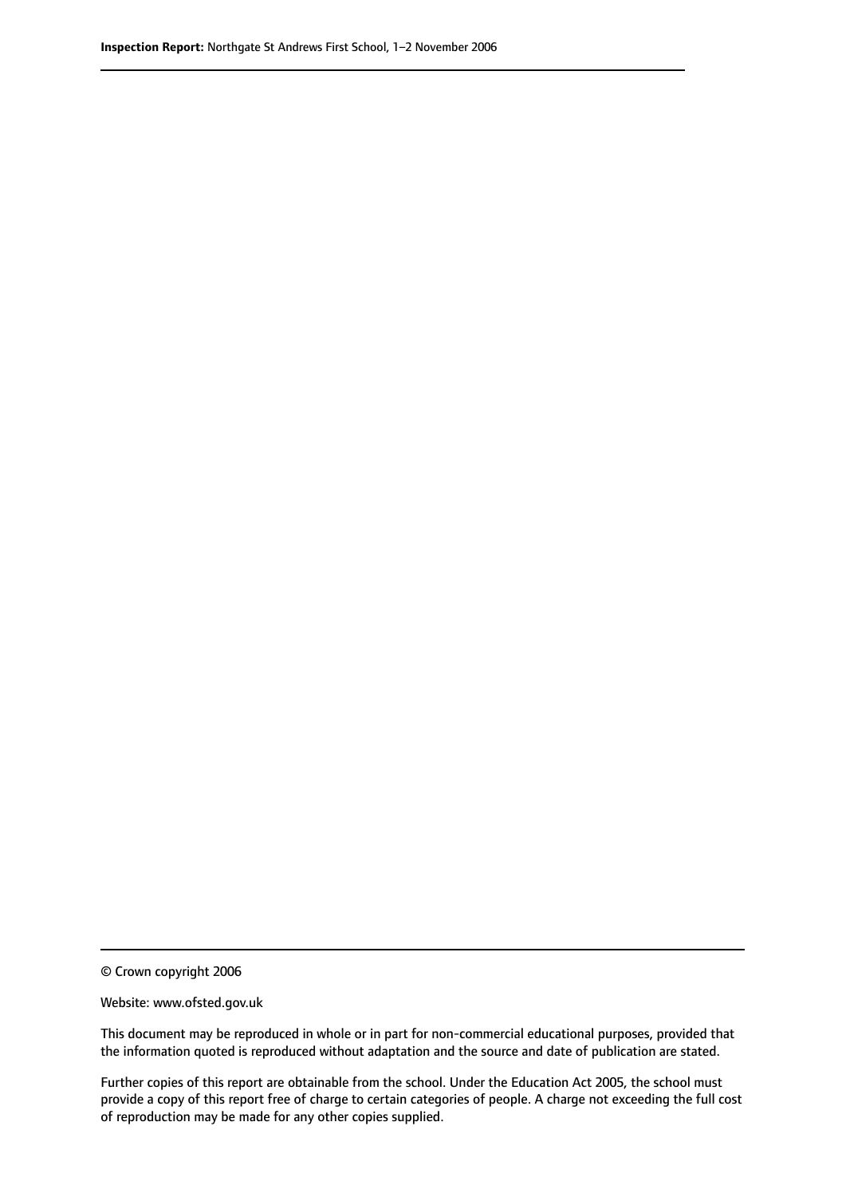© Crown copyright 2006

Website: www.ofsted.gov.uk

This document may be reproduced in whole or in part for non-commercial educational purposes, provided that the information quoted is reproduced without adaptation and the source and date of publication are stated.

Further copies of this report are obtainable from the school. Under the Education Act 2005, the school must provide a copy of this report free of charge to certain categories of people. A charge not exceeding the full cost of reproduction may be made for any other copies supplied.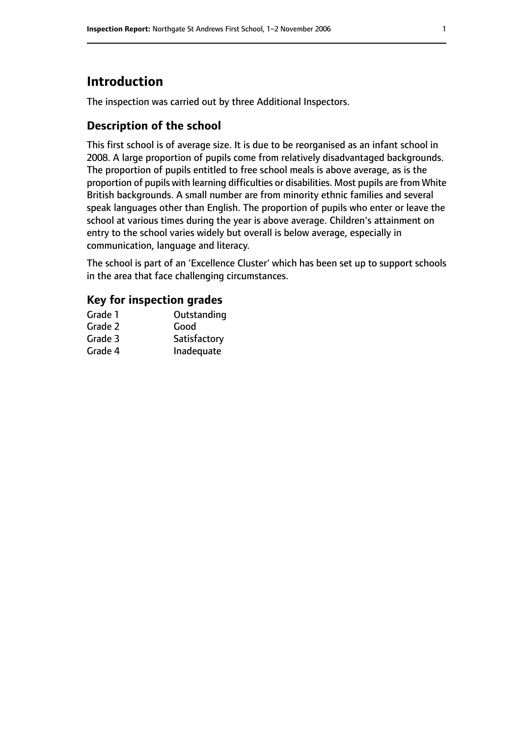# Introduction

The inspection was carried out by three Additional Inspectors.

## Description of the school

This first school is of average size. It is due to be reorganised as an infant school in 2008. A large proportion of pupils come from relatively disadvantaged backgrounds. The proportion of pupils entitled to free school meals is above average, as is the proportion of pupils with learning difficulties or disabilities. Most pupils are from White British backgrounds. A small number are from minority ethnic families and several speak languages other than English. The proportion of pupils who enter or leave the school at various times during the year is above average. Children's attainment on entry to the school varies widely but overall is below average, especially in communication, language and literacy.

The school is part of an 'Excellence Cluster' which has been set up to support schools in the area that face challenging circumstances.

### Key for inspection grades

| | |
|---|---|
| Grade 1 | Outstanding |
| Grade 2 | Good |
| Grade 3 | Satisfactory |
| Grade 4 | Inadequate |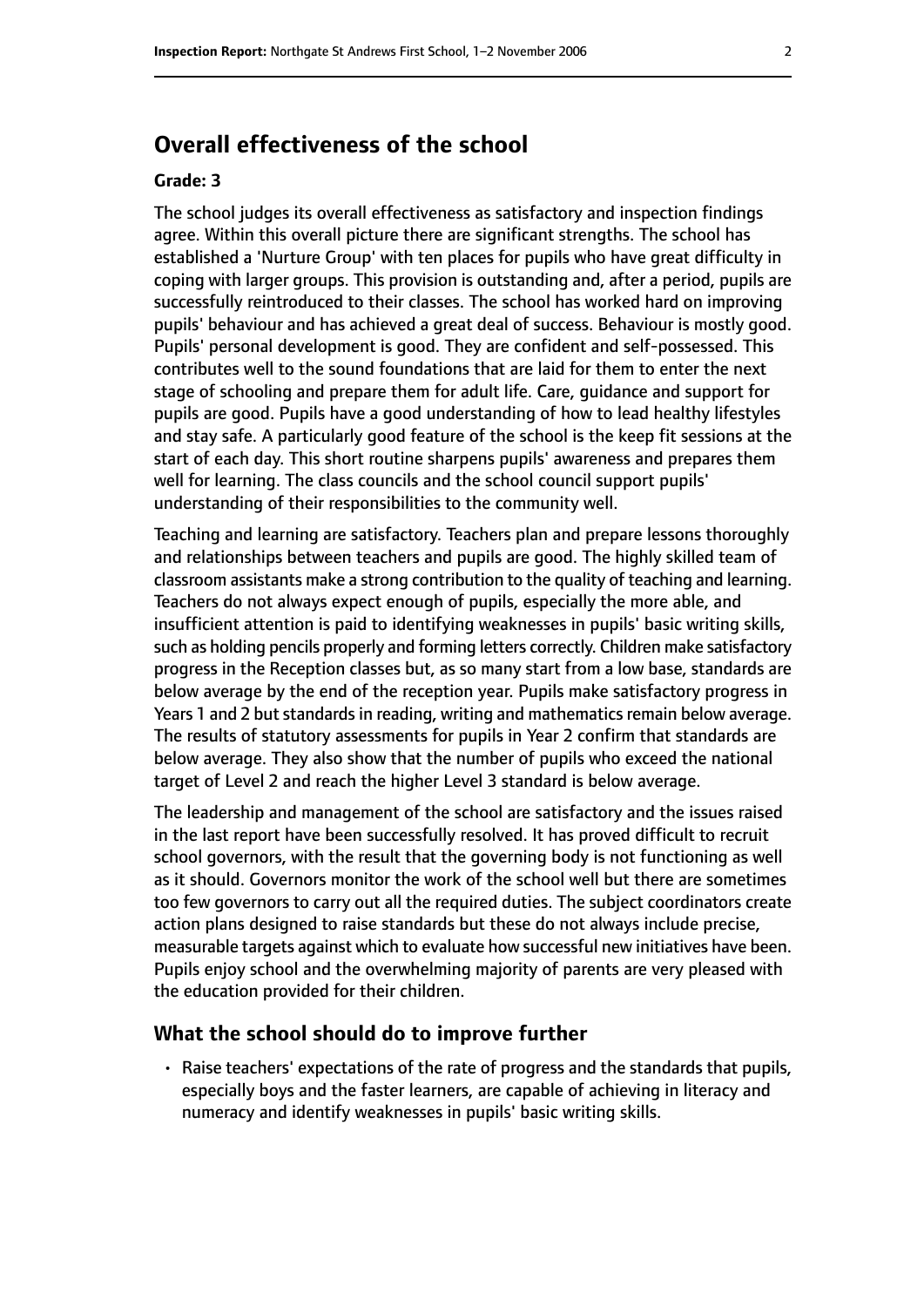## Overall effectiveness of the school

**Grade: 3**

The school judges its overall effectiveness as satisfactory and inspection findings agree. Within this overall picture there are significant strengths. The school has established a 'Nurture Group' with ten places for pupils who have great difficulty in coping with larger groups. This provision is outstanding and, after a period, pupils are successfully reintroduced to their classes. The school has worked hard on improving pupils' behaviour and has achieved a great deal of success. Behaviour is mostly good. Pupils' personal development is good. They are confident and self-possessed. This contributes well to the sound foundations that are laid for them to enter the next stage of schooling and prepare them for adult life. Care, guidance and support for pupils are good. Pupils have a good understanding of how to lead healthy lifestyles and stay safe. A particularly good feature of the school is the keep fit sessions at the start of each day. This short routine sharpens pupils' awareness and prepares them well for learning. The class councils and the school council support pupils' understanding of their responsibilities to the community well.

Teaching and learning are satisfactory. Teachers plan and prepare lessons thoroughly and relationships between teachers and pupils are good. The highly skilled team of classroom assistants make a strong contribution to the quality of teaching and learning. Teachers do not always expect enough of pupils, especially the more able, and insufficient attention is paid to identifying weaknesses in pupils' basic writing skills, such as holding pencils properly and forming letters correctly. Children make satisfactory progress in the Reception classes but, as so many start from a low base, standards are below average by the end of the reception year. Pupils make satisfactory progress in Years 1 and 2 but standards in reading, writing and mathematics remain below average. The results of statutory assessments for pupils in Year 2 confirm that standards are below average. They also show that the number of pupils who exceed the national target of Level 2 and reach the higher Level 3 standard is below average.

The leadership and management of the school are satisfactory and the issues raised in the last report have been successfully resolved. It has proved difficult to recruit school governors, with the result that the governing body is not functioning as well as it should. Governors monitor the work of the school well but there are sometimes too few governors to carry out all the required duties. The subject coordinators create action plans designed to raise standards but these do not always include precise, measurable targets against which to evaluate how successful new initiatives have been. Pupils enjoy school and the overwhelming majority of parents are very pleased with the education provided for their children.

### What the school should do to improve further

- Raise teachers' expectations of the rate of progress and the standards that pupils, especially boys and the faster learners, are capable of achieving in literacy and numeracy and identify weaknesses in pupils' basic writing skills.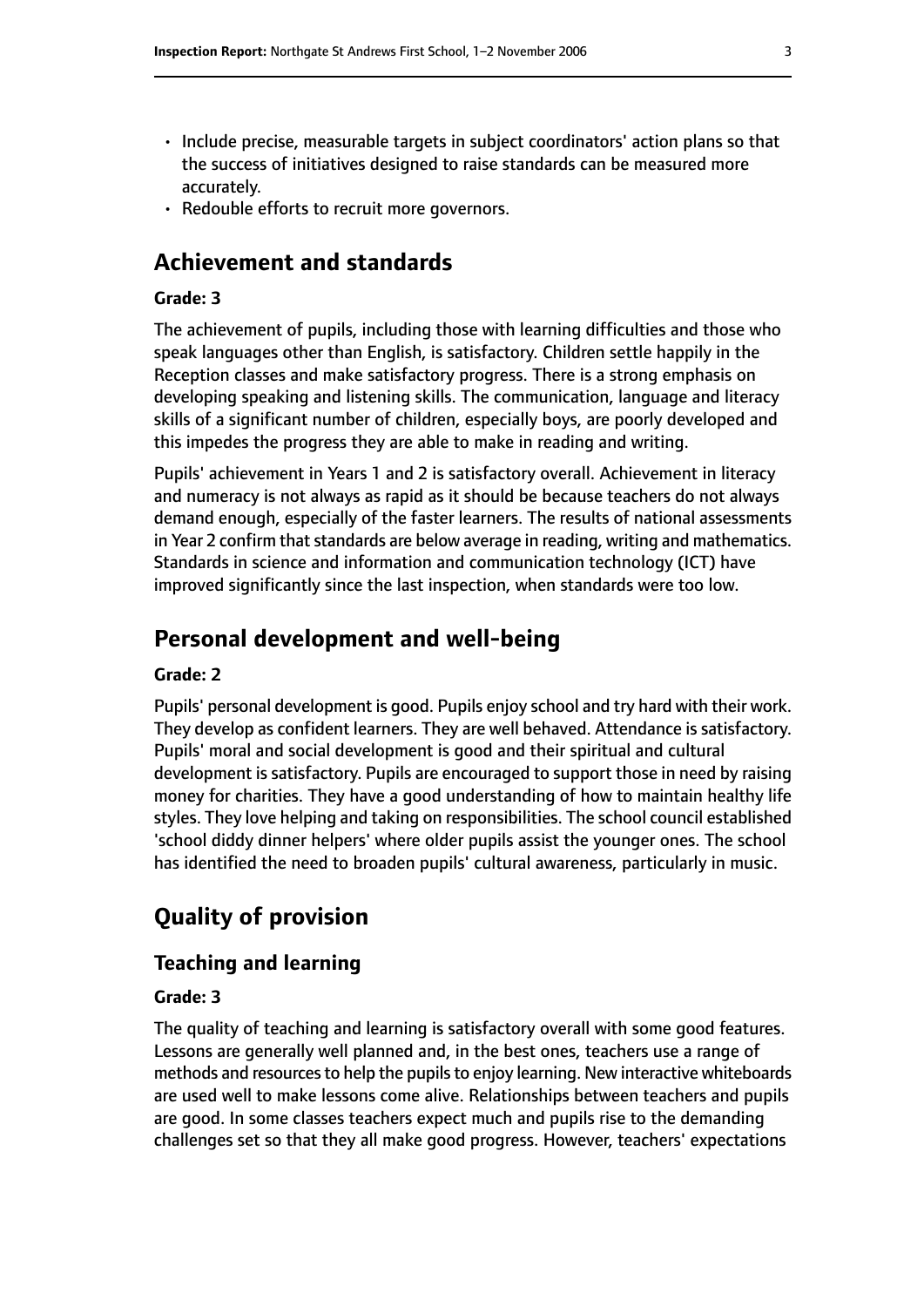- Include precise, measurable targets in subject coordinators' action plans so that the success of initiatives designed to raise standards can be measured more accurately.
- Redouble efforts to recruit more governors.

## Achievement and standards

**Grade: 3**

The achievement of pupils, including those with learning difficulties and those who speak languages other than English, is satisfactory. Children settle happily in the Reception classes and make satisfactory progress. There is a strong emphasis on developing speaking and listening skills. The communication, language and literacy skills of a significant number of children, especially boys, are poorly developed and this impedes the progress they are able to make in reading and writing.

Pupils' achievement in Years 1 and 2 is satisfactory overall. Achievement in literacy and numeracy is not always as rapid as it should be because teachers do not always demand enough, especially of the faster learners. The results of national assessments in Year 2 confirm that standards are below average in reading, writing and mathematics. Standards in science and information and communication technology (ICT) have improved significantly since the last inspection, when standards were too low.

## Personal development and well-being

**Grade: 2**

Pupils' personal development is good. Pupils enjoy school and try hard with their work. They develop as confident learners. They are well behaved. Attendance is satisfactory. Pupils' moral and social development is good and their spiritual and cultural development is satisfactory. Pupils are encouraged to support those in need by raising money for charities. They have a good understanding of how to maintain healthy life styles. They love helping and taking on responsibilities. The school council established 'school diddy dinner helpers' where older pupils assist the younger ones. The school has identified the need to broaden pupils' cultural awareness, particularly in music.

## Quality of provision

### Teaching and learning

**Grade: 3**

The quality of teaching and learning is satisfactory overall with some good features. Lessons are generally well planned and, in the best ones, teachers use a range of methods and resources to help the pupils to enjoy learning. New interactive whiteboards are used well to make lessons come alive. Relationships between teachers and pupils are good. In some classes teachers expect much and pupils rise to the demanding challenges set so that they all make good progress. However, teachers' expectations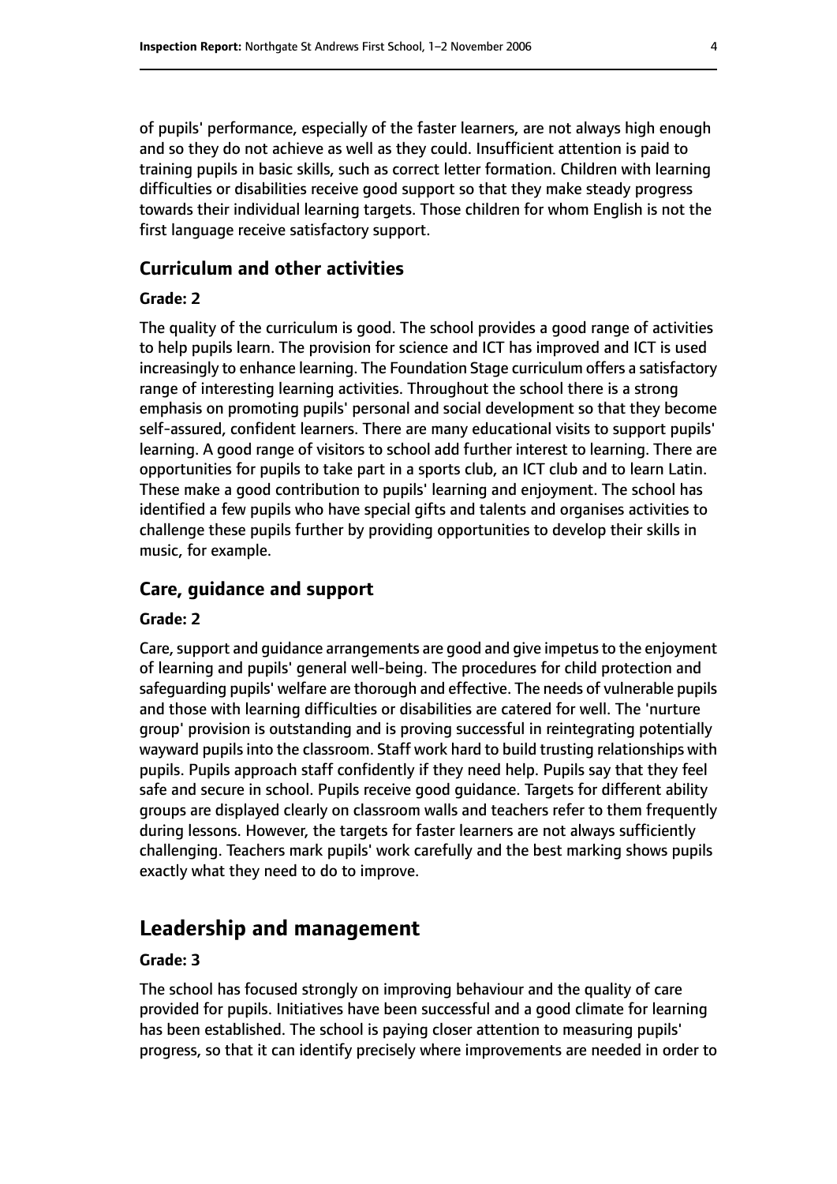of pupils' performance, especially of the faster learners, are not always high enough and so they do not achieve as well as they could. Insufficient attention is paid to training pupils in basic skills, such as correct letter formation. Children with learning difficulties or disabilities receive good support so that they make steady progress towards their individual learning targets. Those children for whom English is not the first language receive satisfactory support.

### Curriculum and other activities

#### Grade: 2

The quality of the curriculum is good. The school provides a good range of activities to help pupils learn. The provision for science and ICT has improved and ICT is used increasingly to enhance learning. The Foundation Stage curriculum offers a satisfactory range of interesting learning activities. Throughout the school there is a strong emphasis on promoting pupils' personal and social development so that they become self-assured, confident learners. There are many educational visits to support pupils' learning. A good range of visitors to school add further interest to learning. There are opportunities for pupils to take part in a sports club, an ICT club and to learn Latin. These make a good contribution to pupils' learning and enjoyment. The school has identified a few pupils who have special gifts and talents and organises activities to challenge these pupils further by providing opportunities to develop their skills in music, for example.

### Care, guidance and support

#### Grade: 2

Care, support and guidance arrangements are good and give impetus to the enjoyment of learning and pupils' general well-being. The procedures for child protection and safeguarding pupils' welfare are thorough and effective. The needs of vulnerable pupils and those with learning difficulties or disabilities are catered for well. The 'nurture group' provision is outstanding and is proving successful in reintegrating potentially wayward pupils into the classroom. Staff work hard to build trusting relationships with pupils. Pupils approach staff confidently if they need help. Pupils say that they feel safe and secure in school. Pupils receive good guidance. Targets for different ability groups are displayed clearly on classroom walls and teachers refer to them frequently during lessons. However, the targets for faster learners are not always sufficiently challenging. Teachers mark pupils' work carefully and the best marking shows pupils exactly what they need to do to improve.

## Leadership and management

#### Grade: 3

The school has focused strongly on improving behaviour and the quality of care provided for pupils. Initiatives have been successful and a good climate for learning has been established. The school is paying closer attention to measuring pupils' progress, so that it can identify precisely where improvements are needed in order to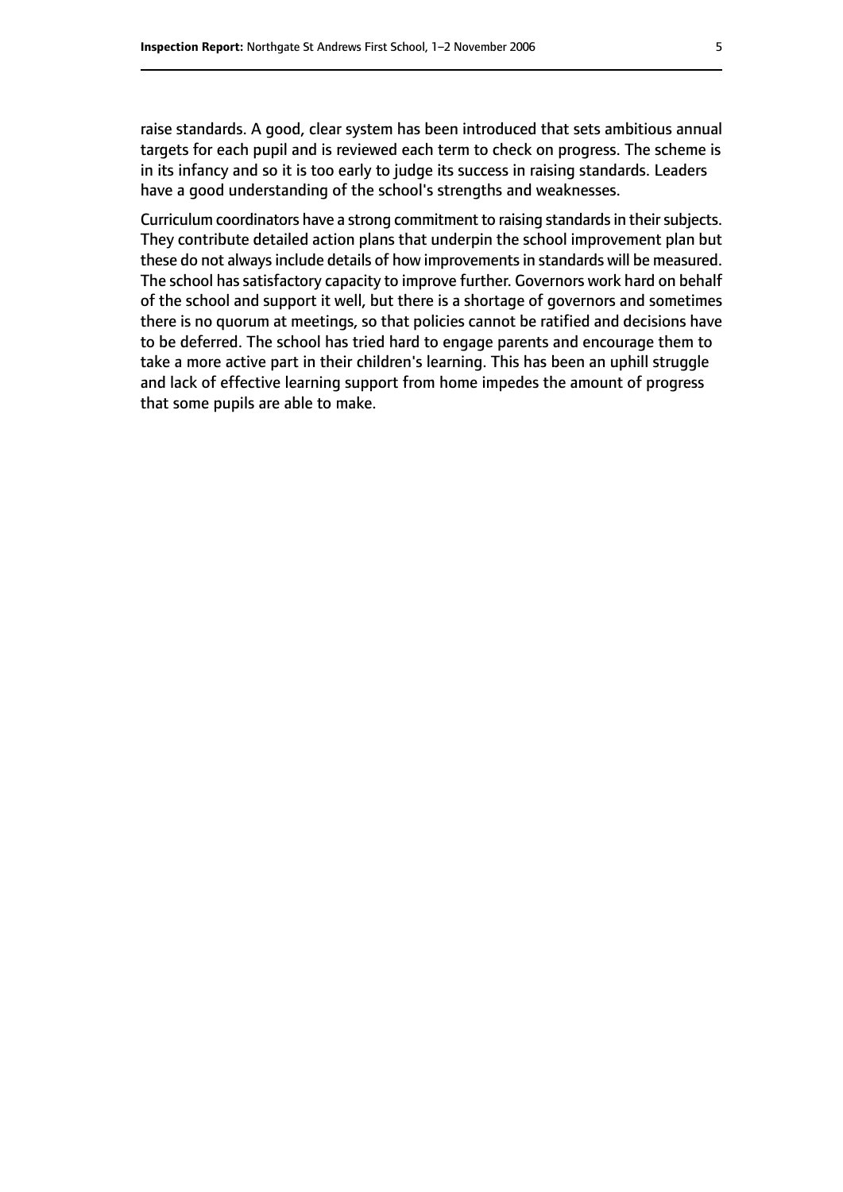raise standards. A good, clear system has been introduced that sets ambitious annual targets for each pupil and is reviewed each term to check on progress. The scheme is in its infancy and so it is too early to judge its success in raising standards. Leaders have a good understanding of the school's strengths and weaknesses.

Curriculum coordinators have a strong commitment to raising standards in their subjects. They contribute detailed action plans that underpin the school improvement plan but these do not always include details of how improvements in standards will be measured. The school has satisfactory capacity to improve further. Governors work hard on behalf of the school and support it well, but there is a shortage of governors and sometimes there is no quorum at meetings, so that policies cannot be ratified and decisions have to be deferred. The school has tried hard to engage parents and encourage them to take a more active part in their children's learning. This has been an uphill struggle and lack of effective learning support from home impedes the amount of progress that some pupils are able to make.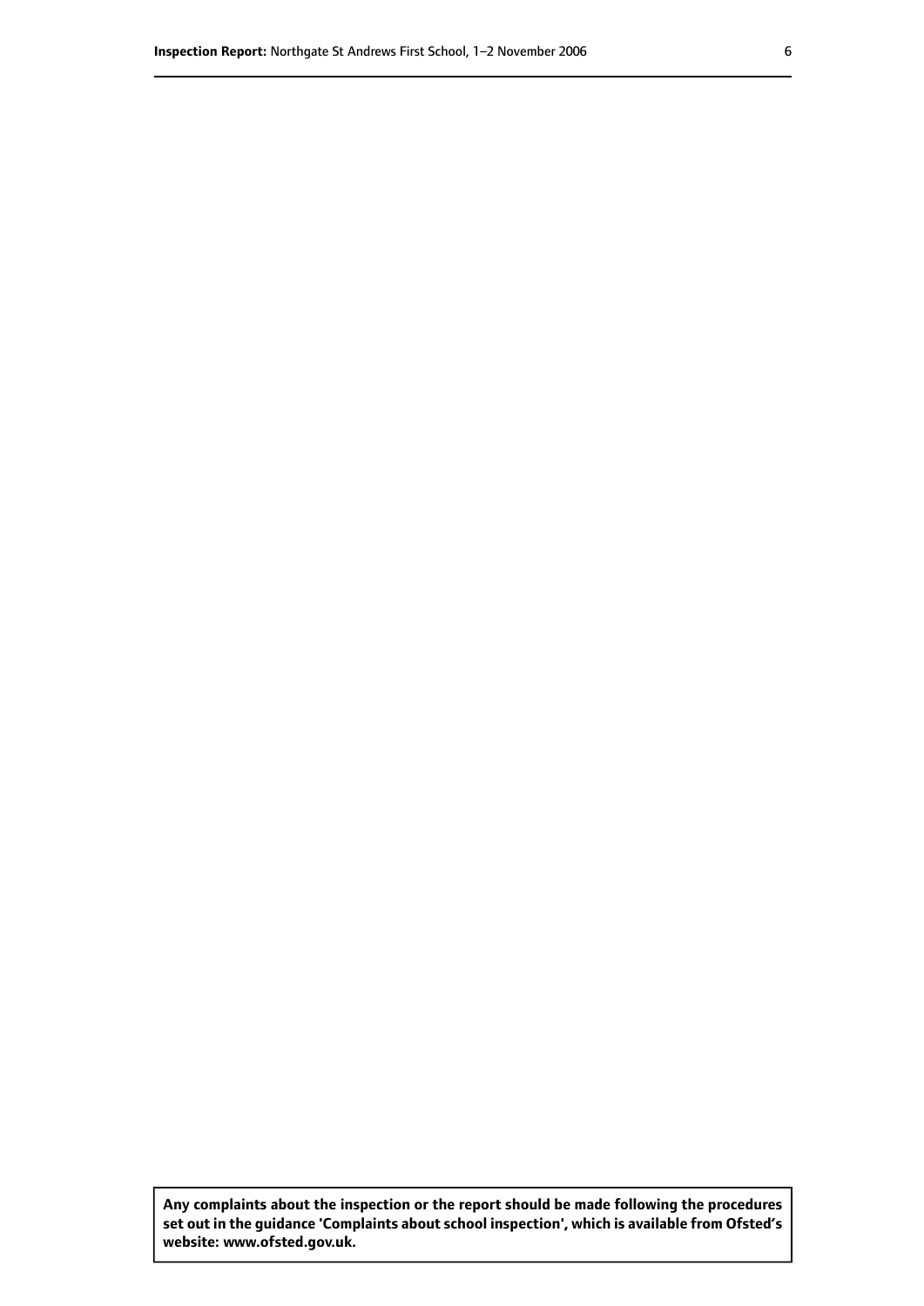**Any complaints about the inspection or the report should be made following the procedures set out in the guidance 'Complaints about school inspection', which is available from Ofsted's website: www.ofsted.gov.uk.**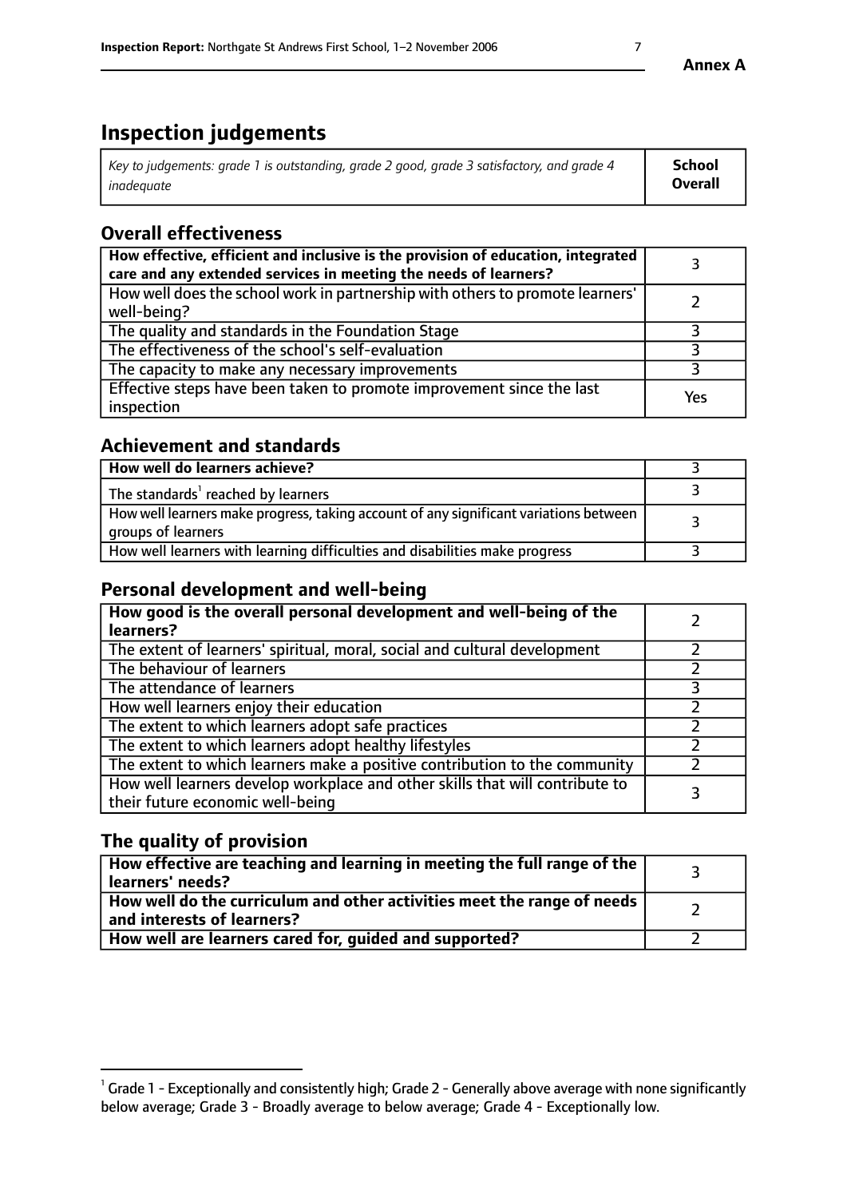**Annex A**

# Inspection judgements

| *Key to judgements: grade 1 is outstanding, grade 2 good, grade 3 satisfactory, and grade 4 inadequate* | **School Overall** |
|---|---|

## Overall effectiveness

| | |
|---|---|
| **How effective, efficient and inclusive is the provision of education, integrated care and any extended services in meeting the needs of learners?** | 3 |
| How well does the school work in partnership with others to promote learners' well-being? | 2 |
| The quality and standards in the Foundation Stage | 3 |
| The effectiveness of the school's self-evaluation | 3 |
| The capacity to make any necessary improvements | 3 |
| Effective steps have been taken to promote improvement since the last inspection | Yes |

## Achievement and standards

| | |
|---|---|
| **How well do learners achieve?** | 3 |
| The standards[1] reached by learners | 3 |
| How well learners make progress, taking account of any significant variations between groups of learners | 3 |
| How well learners with learning difficulties and disabilities make progress | 3 |

## Personal development and well-being

| | |
|---|---|
| **How good is the overall personal development and well-being of the learners?** | 2 |
| The extent of learners' spiritual, moral, social and cultural development | 2 |
| The behaviour of learners | 2 |
| The attendance of learners | 3 |
| How well learners enjoy their education | 2 |
| The extent to which learners adopt safe practices | 2 |
| The extent to which learners adopt healthy lifestyles | 2 |
| The extent to which learners make a positive contribution to the community | 2 |
| How well learners develop workplace and other skills that will contribute to their future economic well-being | 3 |

## The quality of provision

| | |
|---|---|
| **How effective are teaching and learning in meeting the full range of the learners' needs?** | 3 |
| **How well do the curriculum and other activities meet the range of needs and interests of learners?** | 2 |
| **How well are learners cared for, guided and supported?** | 2 |

[1] Grade 1 - Exceptionally and consistently high; Grade 2 - Generally above average with none significantly below average; Grade 3 - Broadly average to below average; Grade 4 - Exceptionally low.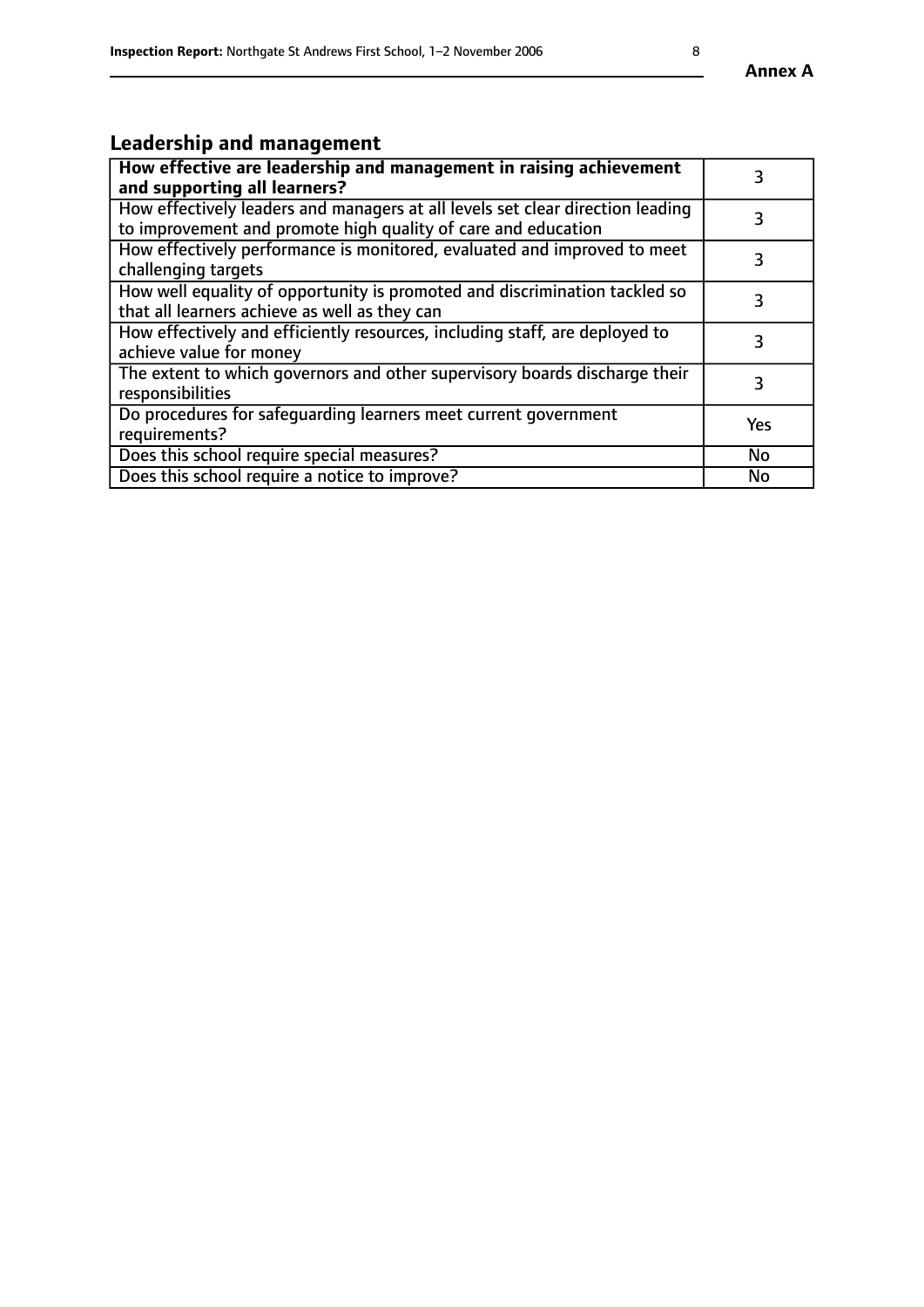## Leadership and management

| **How effective are leadership and management in raising achievement and supporting all learners?** | 3 |
|---|---|
| How effectively leaders and managers at all levels set clear direction leading to improvement and promote high quality of care and education | 3 |
| How effectively performance is monitored, evaluated and improved to meet challenging targets | 3 |
| How well equality of opportunity is promoted and discrimination tackled so that all learners achieve as well as they can | 3 |
| How effectively and efficiently resources, including staff, are deployed to achieve value for money | 3 |
| The extent to which governors and other supervisory boards discharge their responsibilities | 3 |
| Do procedures for safeguarding learners meet current government requirements? | Yes |
| Does this school require special measures? | No |
| Does this school require a notice to improve? | No |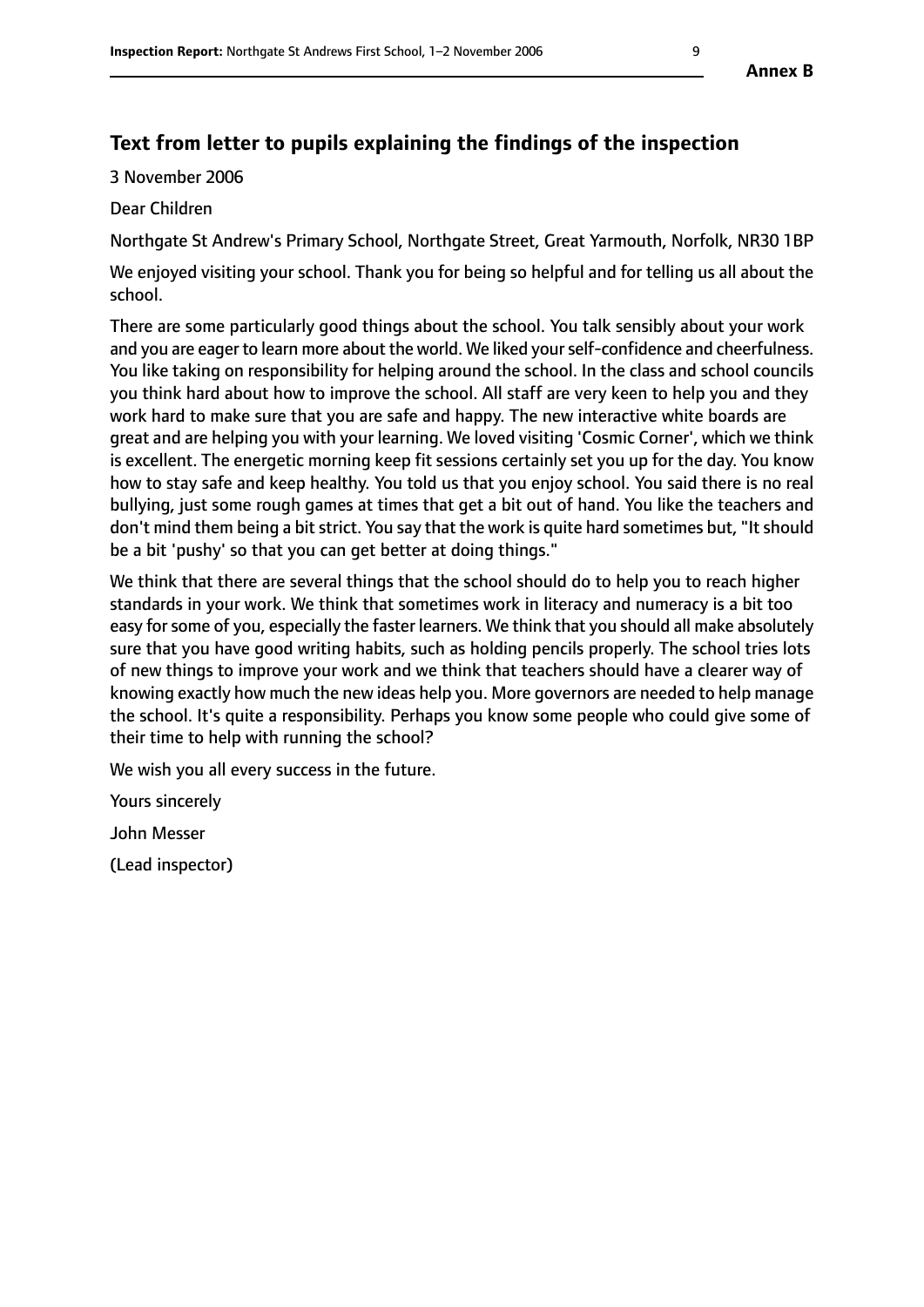## Text from letter to pupils explaining the findings of the inspection

3 November 2006

Dear Children

Northgate St Andrew's Primary School, Northgate Street, Great Yarmouth, Norfolk, NR30 1BP

We enjoyed visiting your school. Thank you for being so helpful and for telling us all about the school.

There are some particularly good things about the school. You talk sensibly about your work and you are eager to learn more about the world. We liked your self-confidence and cheerfulness. You like taking on responsibility for helping around the school. In the class and school councils you think hard about how to improve the school. All staff are very keen to help you and they work hard to make sure that you are safe and happy. The new interactive white boards are great and are helping you with your learning. We loved visiting 'Cosmic Corner', which we think is excellent. The energetic morning keep fit sessions certainly set you up for the day. You know how to stay safe and keep healthy. You told us that you enjoy school. You said there is no real bullying, just some rough games at times that get a bit out of hand. You like the teachers and don't mind them being a bit strict. You say that the work is quite hard sometimes but, "It should be a bit 'pushy' so that you can get better at doing things."

We think that there are several things that the school should do to help you to reach higher standards in your work. We think that sometimes work in literacy and numeracy is a bit too easy for some of you, especially the faster learners. We think that you should all make absolutely sure that you have good writing habits, such as holding pencils properly. The school tries lots of new things to improve your work and we think that teachers should have a clearer way of knowing exactly how much the new ideas help you. More governors are needed to help manage the school. It's quite a responsibility. Perhaps you know some people who could give some of their time to help with running the school?

We wish you all every success in the future.

Yours sincerely

John Messer

(Lead inspector)